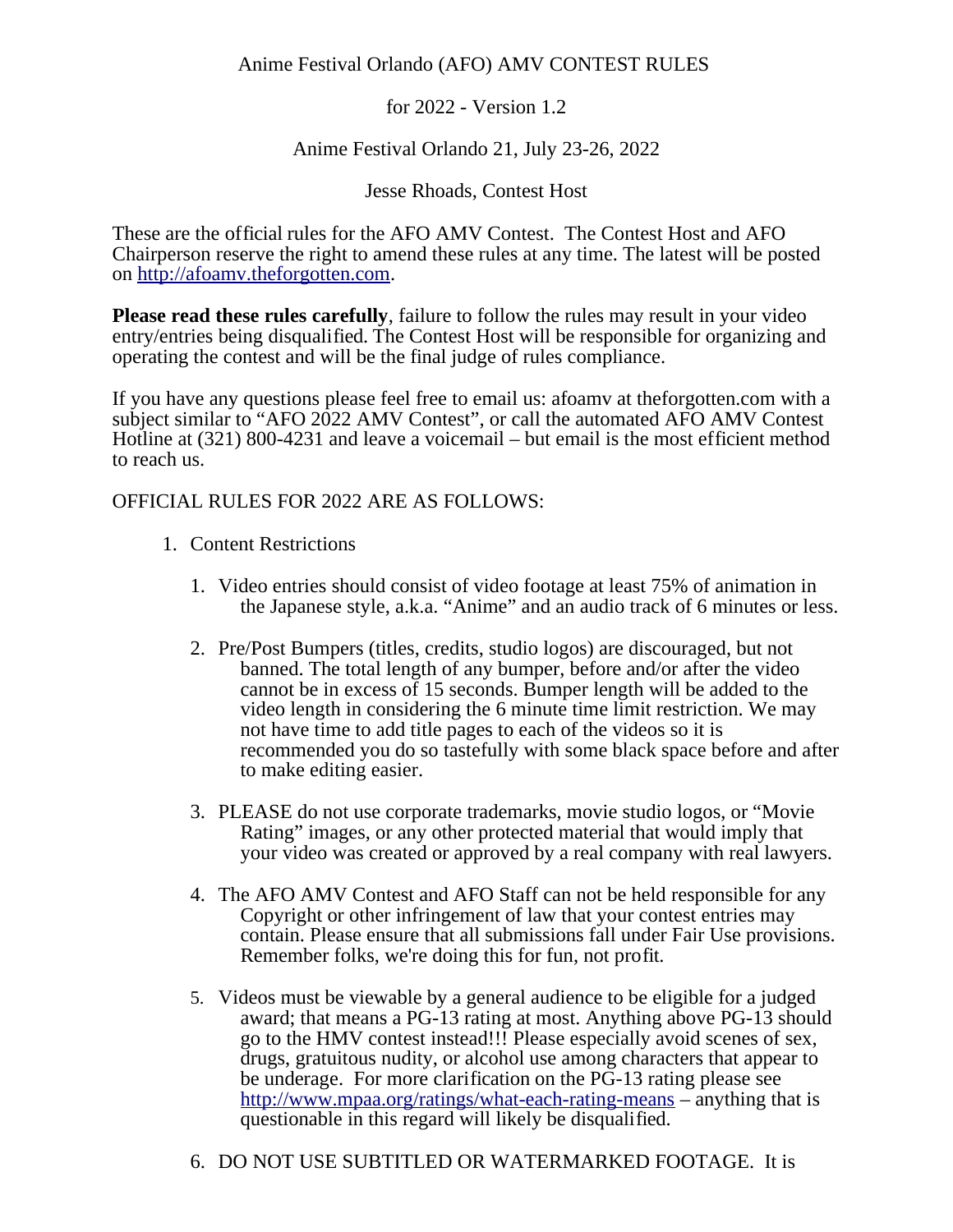# Anime Festival Orlando (AFO) AMV CONTEST RULES

for 2022 - Version 1.2

Anime Festival Orlando 21, July 23-26, 2022

Jesse Rhoads, Contest Host

These are the official rules for the AFO AMV Contest. The Contest Host and AFO Chairperson reserve the right to amend these rules at any time. The latest will be posted on [http://afoamv.theforgotten.com](http://afoamv.theforgotten.com).

**Please read these rules carefully**, failure to follow the rules may result in your video entry/entries being disqualified. The Contest Host will be responsible for organizing and operating the contest and will be the final judge of rules compliance.

If you have any questions please feel free to email us: afoamv at theforgotten.com with a subject similar to "AFO 2022 AMV Contest", or call the automated AFO AMV Contest Hotline at (321) 800-4231 and leave a voicemail – but email is the most efficient method to reach us.

OFFICIAL RULES FOR 2022 ARE AS FOLLOWS:

1. Content Restrictions

   1. Video entries should consist of video footage at least 75% of animation in the Japanese style, a.k.a. "Anime" and an audio track of 6 minutes or less.

   2. Pre/Post Bumpers (titles, credits, studio logos) are discouraged, but not banned. The total length of any bumper, before and/or after the video cannot be in excess of 15 seconds. Bumper length will be added to the video length in considering the 6 minute time limit restriction. We may not have time to add title pages to each of the videos so it is recommended you do so tastefully with some black space before and after to make editing easier.

   3. PLEASE do not use corporate trademarks, movie studio logos, or "Movie Rating" images, or any other protected material that would imply that your video was created or approved by a real company with real lawyers.

   4. The AFO AMV Contest and AFO Staff can not be held responsible for any Copyright or other infringement of law that your contest entries may contain. Please ensure that all submissions fall under Fair Use provisions. Remember folks, we're doing this for fun, not profit.

   5. Videos must be viewable by a general audience to be eligible for a judged award; that means a PG-13 rating at most. Anything above PG-13 should go to the HMV contest instead!!! Please especially avoid scenes of sex, drugs, gratuitous nudity, or alcohol use among characters that appear to be underage. For more clarification on the PG-13 rating please see [http://www.mpaa.org/ratings/what-each-rating-means](http://www.mpaa.org/ratings/what-each-rating-means) – anything that is questionable in this regard will likely be disqualified.

   6. DO NOT USE SUBTITLED OR WATERMARKED FOOTAGE. It is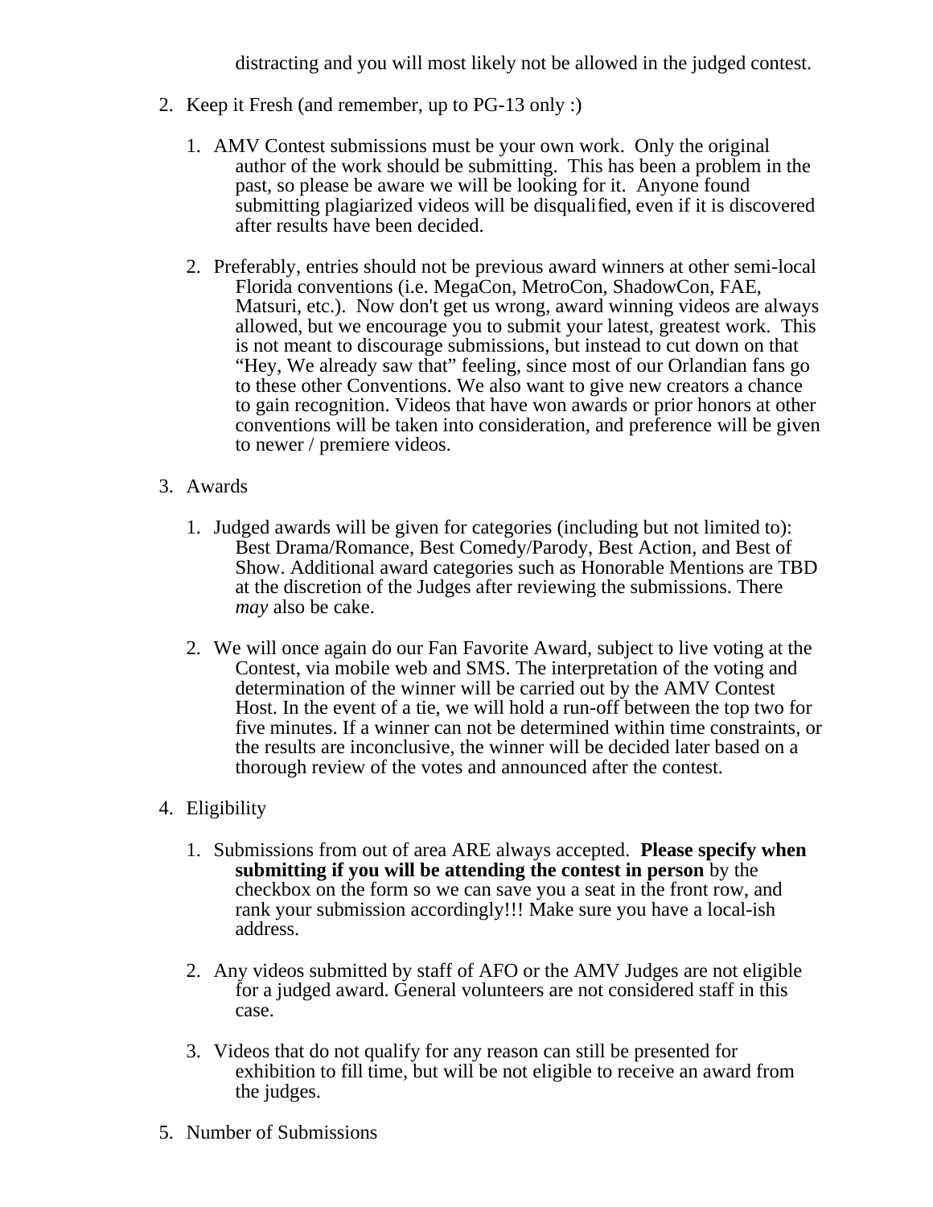distracting and you will most likely not be allowed in the judged contest.

2. Keep it Fresh (and remember, up to PG-13 only :)

    1. AMV Contest submissions must be your own work. Only the original author of the work should be submitting. This has been a problem in the past, so please be aware we will be looking for it. Anyone found submitting plagiarized videos will be disqualified, even if it is discovered after results have been decided.

    2. Preferably, entries should not be previous award winners at other semi-local Florida conventions (i.e. MegaCon, MetroCon, ShadowCon, FAE, Matsuri, etc.). Now don't get us wrong, award winning videos are always allowed, but we encourage you to submit your latest, greatest work. This is not meant to discourage submissions, but instead to cut down on that "Hey, We already saw that" feeling, since most of our Orlandian fans go to these other Conventions. We also want to give new creators a chance to gain recognition. Videos that have won awards or prior honors at other conventions will be taken into consideration, and preference will be given to newer / premiere videos.

3. Awards

    1. Judged awards will be given for categories (including but not limited to): Best Drama/Romance, Best Comedy/Parody, Best Action, and Best of Show. Additional award categories such as Honorable Mentions are TBD at the discretion of the Judges after reviewing the submissions. There *may* also be cake.

    2. We will once again do our Fan Favorite Award, subject to live voting at the Contest, via mobile web and SMS. The interpretation of the voting and determination of the winner will be carried out by the AMV Contest Host. In the event of a tie, we will hold a run-off between the top two for five minutes. If a winner can not be determined within time constraints, or the results are inconclusive, the winner will be decided later based on a thorough review of the votes and announced after the contest.

4. Eligibility

    1. Submissions from out of area ARE always accepted. **Please specify when submitting if you will be attending the contest in person** by the checkbox on the form so we can save you a seat in the front row, and rank your submission accordingly!!! Make sure you have a local-ish address.

    2. Any videos submitted by staff of AFO or the AMV Judges are not eligible for a judged award. General volunteers are not considered staff in this case.

    3. Videos that do not qualify for any reason can still be presented for exhibition to fill time, but will be not eligible to receive an award from the judges.

5. Number of Submissions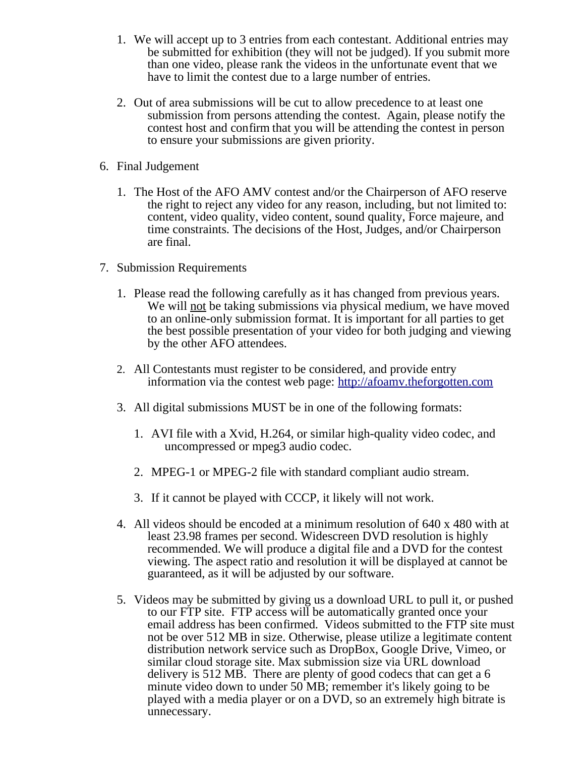1. We will accept up to 3 entries from each contestant. Additional entries may be submitted for exhibition (they will not be judged). If you submit more than one video, please rank the videos in the unfortunate event that we have to limit the contest due to a large number of entries.

2. Out of area submissions will be cut to allow precedence to at least one submission from persons attending the contest. Again, please notify the contest host and confirm that you will be attending the contest in person to ensure your submissions are given priority.

6. Final Judgement

   1. The Host of the AFO AMV contest and/or the Chairperson of AFO reserve the right to reject any video for any reason, including, but not limited to: content, video quality, video content, sound quality, Force majeure, and time constraints. The decisions of the Host, Judges, and/or Chairperson are final.

7. Submission Requirements

   1. Please read the following carefully as it has changed from previous years. We will not be taking submissions via physical medium, we have moved to an online-only submission format. It is important for all parties to get the best possible presentation of your video for both judging and viewing by the other AFO attendees.

   2. All Contestants must register to be considered, and provide entry information via the contest web page: [http://afoamv.theforgotten.com](http://afoamv.theforgotten.com)

   3. All digital submissions MUST be in one of the following formats:

      1. AVI file with a Xvid, H.264, or similar high-quality video codec, and uncompressed or mpeg3 audio codec.

      2. MPEG-1 or MPEG-2 file with standard compliant audio stream.

      3. If it cannot be played with CCCP, it likely will not work.

   4. All videos should be encoded at a minimum resolution of 640 x 480 with at least 23.98 frames per second. Widescreen DVD resolution is highly recommended. We will produce a digital file and a DVD for the contest viewing. The aspect ratio and resolution it will be displayed at cannot be guaranteed, as it will be adjusted by our software.

   5. Videos may be submitted by giving us a download URL to pull it, or pushed to our FTP site. FTP access will be automatically granted once your email address has been confirmed. Videos submitted to the FTP site must not be over 512 MB in size. Otherwise, please utilize a legitimate content distribution network service such as DropBox, Google Drive, Vimeo, or similar cloud storage site. Max submission size via URL download delivery is 512 MB. There are plenty of good codecs that can get a 6 minute video down to under 50 MB; remember it's likely going to be played with a media player or on a DVD, so an extremely high bitrate is unnecessary.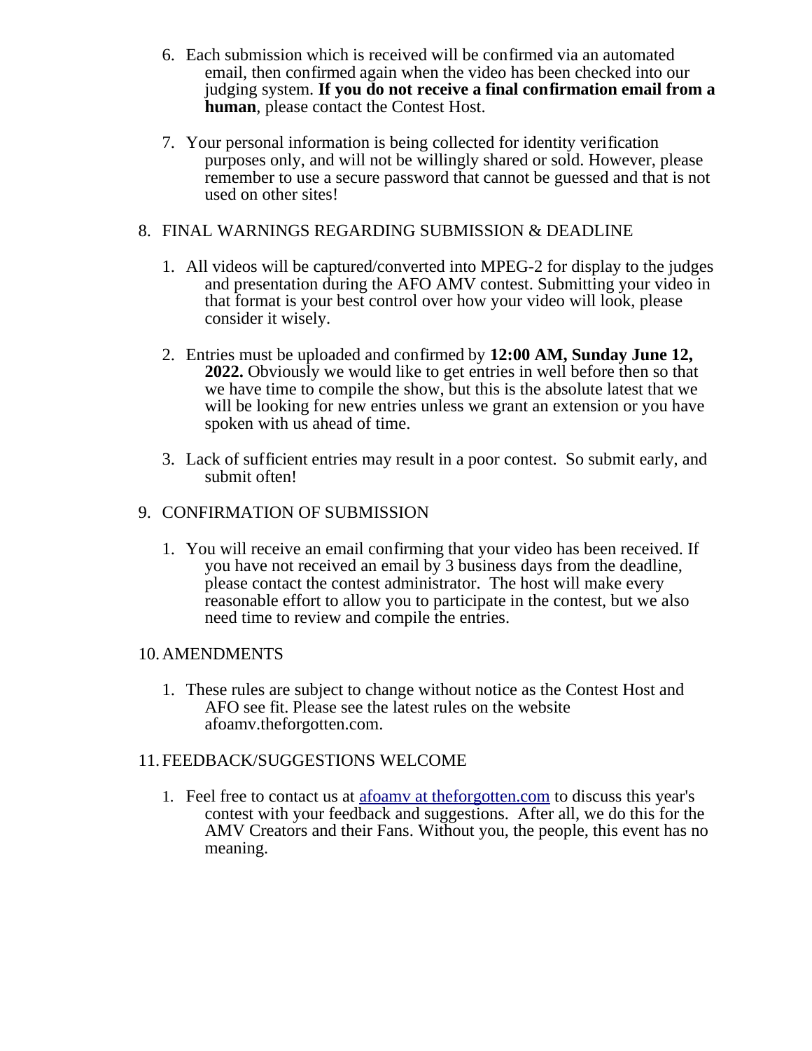6. Each submission which is received will be confirmed via an automated email, then confirmed again when the video has been checked into our judging system. **If you do not receive a final confirmation email from a human**, please contact the Contest Host.

7. Your personal information is being collected for identity verification purposes only, and will not be willingly shared or sold. However, please remember to use a secure password that cannot be guessed and that is not used on other sites!

8. FINAL WARNINGS REGARDING SUBMISSION & DEADLINE

    1. All videos will be captured/converted into MPEG-2 for display to the judges and presentation during the AFO AMV contest. Submitting your video in that format is your best control over how your video will look, please consider it wisely.

    2. Entries must be uploaded and confirmed by **12:00 AM, Sunday June 12, 2022.** Obviously we would like to get entries in well before then so that we have time to compile the show, but this is the absolute latest that we will be looking for new entries unless we grant an extension or you have spoken with us ahead of time.

    3. Lack of sufficient entries may result in a poor contest. So submit early, and submit often!

9. CONFIRMATION OF SUBMISSION

    1. You will receive an email confirming that your video has been received. If you have not received an email by 3 business days from the deadline, please contact the contest administrator. The host will make every reasonable effort to allow you to participate in the contest, but we also need time to review and compile the entries.

10. AMENDMENTS

    1. These rules are subject to change without notice as the Contest Host and AFO see fit. Please see the latest rules on the website afoamv.theforgotten.com.

11. FEEDBACK/SUGGESTIONS WELCOME

    1. Feel free to contact us at afoamv at theforgotten.com to discuss this year's contest with your feedback and suggestions. After all, we do this for the AMV Creators and their Fans. Without you, the people, this event has no meaning.